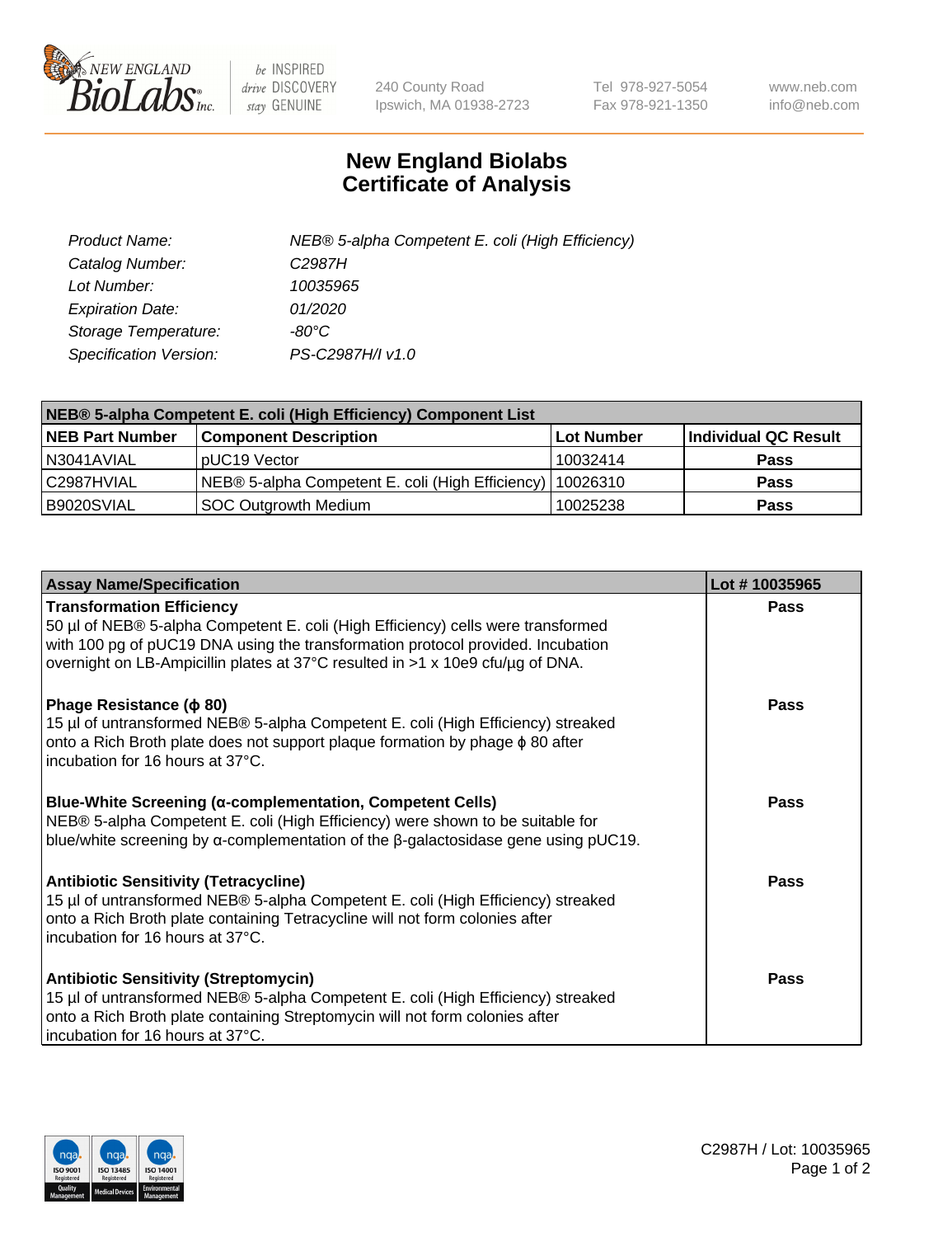New England BioLabs Inc. — be INSPIRED drive DISCOVERY stay GENUINE

240 County Road
Ipswich, MA 01938-2723

Tel 978-927-5054
Fax 978-921-1350

www.neb.com
info@neb.com

# New England Biolabs
# Certificate of Analysis

| | |
|---|---|
| *Product Name:* | *NEB® 5-alpha Competent E. coli (High Efficiency)* |
| *Catalog Number:* | *C2987H* |
| *Lot Number:* | *10035965* |
| *Expiration Date:* | *01/2020* |
| *Storage Temperature:* | *-80°C* |
| *Specification Version:* | *PS-C2987H/I v1.0* |

| NEB® 5-alpha Competent E. coli (High Efficiency) Component List | | | |
|---|---|---|---|
| **NEB Part Number** | **Component Description** | **Lot Number** | **Individual QC Result** |
| N3041AVIAL | pUC19 Vector | 10032414 | **Pass** |
| C2987HVIAL | NEB® 5-alpha Competent E. coli (High Efficiency) | 10026310 | **Pass** |
| B9020SVIAL | SOC Outgrowth Medium | 10025238 | **Pass** |

| Assay Name/Specification | Lot # 10035965 |
|---|---|
| **Transformation Efficiency**<br>50 µl of NEB® 5-alpha Competent E. coli (High Efficiency) cells were transformed with 100 pg of pUC19 DNA using the transformation protocol provided. Incubation overnight on LB-Ampicillin plates at 37°C resulted in >1 x 10e9 cfu/µg of DNA. | **Pass** |
| **Phage Resistance (ϕ 80)**<br>15 µl of untransformed NEB® 5-alpha Competent E. coli (High Efficiency) streaked onto a Rich Broth plate does not support plaque formation by phage ϕ 80 after incubation for 16 hours at 37°C. | **Pass** |
| **Blue-White Screening (α-complementation, Competent Cells)**<br>NEB® 5-alpha Competent E. coli (High Efficiency) were shown to be suitable for blue/white screening by α-complementation of the β-galactosidase gene using pUC19. | **Pass** |
| **Antibiotic Sensitivity (Tetracycline)**<br>15 µl of untransformed NEB® 5-alpha Competent E. coli (High Efficiency) streaked onto a Rich Broth plate containing Tetracycline will not form colonies after incubation for 16 hours at 37°C. | **Pass** |
| **Antibiotic Sensitivity (Streptomycin)**<br>15 µl of untransformed NEB® 5-alpha Competent E. coli (High Efficiency) streaked onto a Rich Broth plate containing Streptomycin will not form colonies after incubation for 16 hours at 37°C. | **Pass** |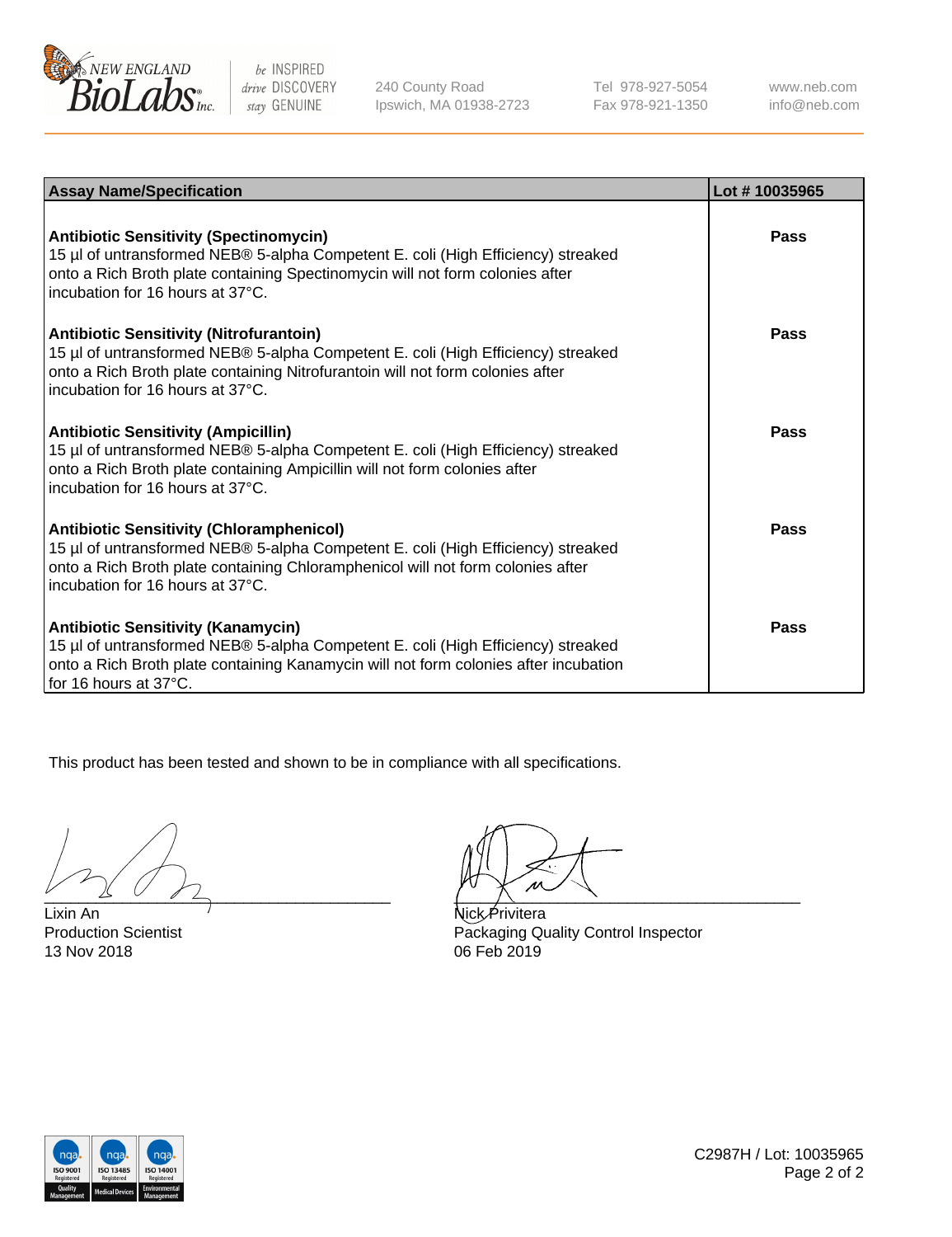| Assay Name/Specification | Lot # 10035965 |
| --- | --- |
| **Antibiotic Sensitivity (Spectinomycin)**<br>15 µl of untransformed NEB® 5-alpha Competent E. coli (High Efficiency) streaked onto a Rich Broth plate containing Spectinomycin will not form colonies after incubation for 16 hours at 37°C. | **Pass** |
| **Antibiotic Sensitivity (Nitrofurantoin)**<br>15 µl of untransformed NEB® 5-alpha Competent E. coli (High Efficiency) streaked onto a Rich Broth plate containing Nitrofurantoin will not form colonies after incubation for 16 hours at 37°C. | **Pass** |
| **Antibiotic Sensitivity (Ampicillin)**<br>15 µl of untransformed NEB® 5-alpha Competent E. coli (High Efficiency) streaked onto a Rich Broth plate containing Ampicillin will not form colonies after incubation for 16 hours at 37°C. | **Pass** |
| **Antibiotic Sensitivity (Chloramphenicol)**<br>15 µl of untransformed NEB® 5-alpha Competent E. coli (High Efficiency) streaked onto a Rich Broth plate containing Chloramphenicol will not form colonies after incubation for 16 hours at 37°C. | **Pass** |
| **Antibiotic Sensitivity (Kanamycin)**<br>15 µl of untransformed NEB® 5-alpha Competent E. coli (High Efficiency) streaked onto a Rich Broth plate containing Kanamycin will not form colonies after incubation for 16 hours at 37°C. | **Pass** |

This product has been tested and shown to be in compliance with all specifications.

Lixin An
Production Scientist
13 Nov 2018

Nick Privitera
Packaging Quality Control Inspector
06 Feb 2019

C2987H / Lot: 10035965